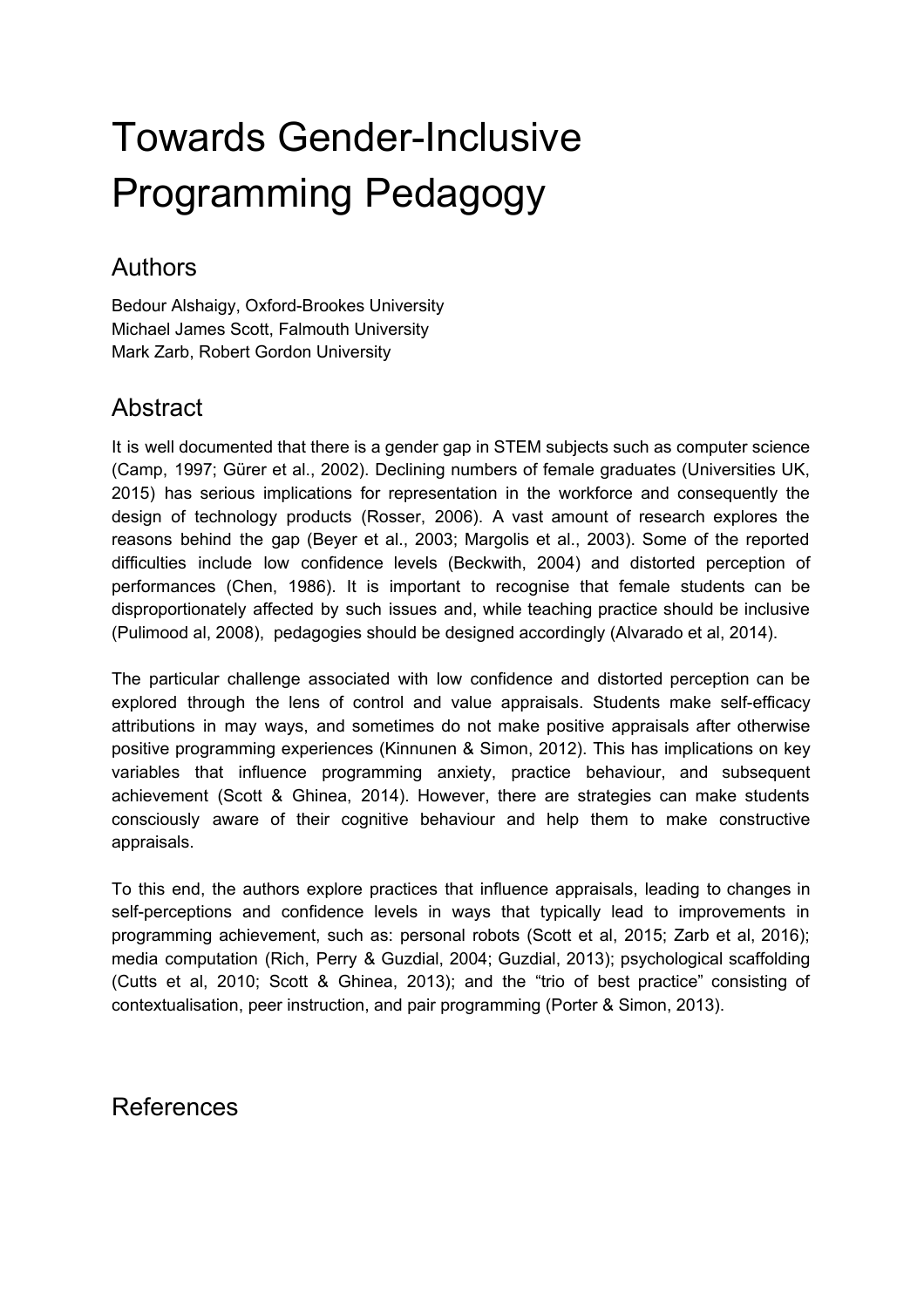# Towards Gender-Inclusive Programming Pedagogy

## Authors

Bedour Alshaigy, Oxford-Brookes University
Michael James Scott, Falmouth University
Mark Zarb, Robert Gordon University

## Abstract

It is well documented that there is a gender gap in STEM subjects such as computer science (Camp, 1997; Gürer et al., 2002). Declining numbers of female graduates (Universities UK, 2015) has serious implications for representation in the workforce and consequently the design of technology products (Rosser, 2006). A vast amount of research explores the reasons behind the gap (Beyer et al., 2003; Margolis et al., 2003). Some of the reported difficulties include low confidence levels (Beckwith, 2004) and distorted perception of performances (Chen, 1986). It is important to recognise that female students can be disproportionately affected by such issues and, while teaching practice should be inclusive (Pulimood al, 2008), pedagogies should be designed accordingly (Alvarado et al, 2014).

The particular challenge associated with low confidence and distorted perception can be explored through the lens of control and value appraisals. Students make self-efficacy attributions in may ways, and sometimes do not make positive appraisals after otherwise positive programming experiences (Kinnunen & Simon, 2012). This has implications on key variables that influence programming anxiety, practice behaviour, and subsequent achievement (Scott & Ghinea, 2014). However, there are strategies can make students consciously aware of their cognitive behaviour and help them to make constructive appraisals.

To this end, the authors explore practices that influence appraisals, leading to changes in self-perceptions and confidence levels in ways that typically lead to improvements in programming achievement, such as: personal robots (Scott et al, 2015; Zarb et al, 2016); media computation (Rich, Perry & Guzdial, 2004; Guzdial, 2013); psychological scaffolding (Cutts et al, 2010; Scott & Ghinea, 2013); and the "trio of best practice" consisting of contextualisation, peer instruction, and pair programming (Porter & Simon, 2013).

## References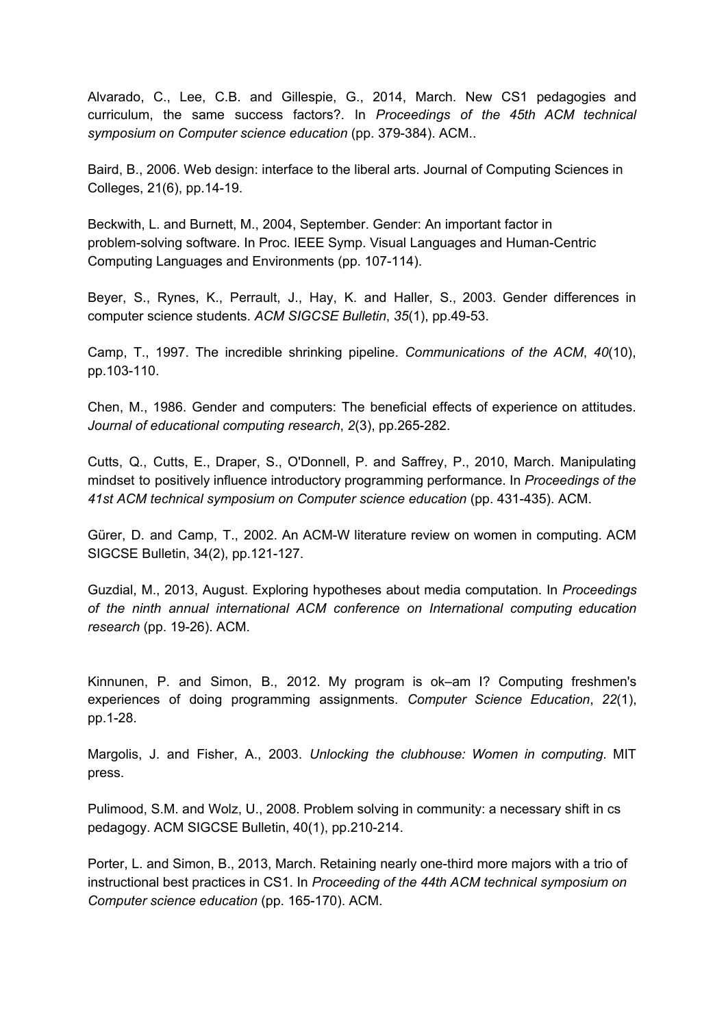Alvarado, C., Lee, C.B. and Gillespie, G., 2014, March. New CS1 pedagogies and curriculum, the same success factors?. In *Proceedings of the 45th ACM technical symposium on Computer science education* (pp. 379-384). ACM..

Baird, B., 2006. Web design: interface to the liberal arts. Journal of Computing Sciences in Colleges, 21(6), pp.14-19.

Beckwith, L. and Burnett, M., 2004, September. Gender: An important factor in problem-solving software. In Proc. IEEE Symp. Visual Languages and Human-Centric Computing Languages and Environments (pp. 107-114).

Beyer, S., Rynes, K., Perrault, J., Hay, K. and Haller, S., 2003. Gender differences in computer science students. *ACM SIGCSE Bulletin*, *35*(1), pp.49-53.

Camp, T., 1997. The incredible shrinking pipeline. *Communications of the ACM*, *40*(10), pp.103-110.

Chen, M., 1986. Gender and computers: The beneficial effects of experience on attitudes. *Journal of educational computing research*, *2*(3), pp.265-282.

Cutts, Q., Cutts, E., Draper, S., O'Donnell, P. and Saffrey, P., 2010, March. Manipulating mindset to positively influence introductory programming performance. In *Proceedings of the 41st ACM technical symposium on Computer science education* (pp. 431-435). ACM.

Gürer, D. and Camp, T., 2002. An ACM-W literature review on women in computing. ACM SIGCSE Bulletin, 34(2), pp.121-127.

Guzdial, M., 2013, August. Exploring hypotheses about media computation. In *Proceedings of the ninth annual international ACM conference on International computing education research* (pp. 19-26). ACM.

Kinnunen, P. and Simon, B., 2012. My program is ok–am I? Computing freshmen's experiences of doing programming assignments. *Computer Science Education*, *22*(1), pp.1-28.

Margolis, J. and Fisher, A., 2003. *Unlocking the clubhouse: Women in computing*. MIT press.

Pulimood, S.M. and Wolz, U., 2008. Problem solving in community: a necessary shift in cs pedagogy. ACM SIGCSE Bulletin, 40(1), pp.210-214.

Porter, L. and Simon, B., 2013, March. Retaining nearly one-third more majors with a trio of instructional best practices in CS1. In *Proceeding of the 44th ACM technical symposium on Computer science education* (pp. 165-170). ACM.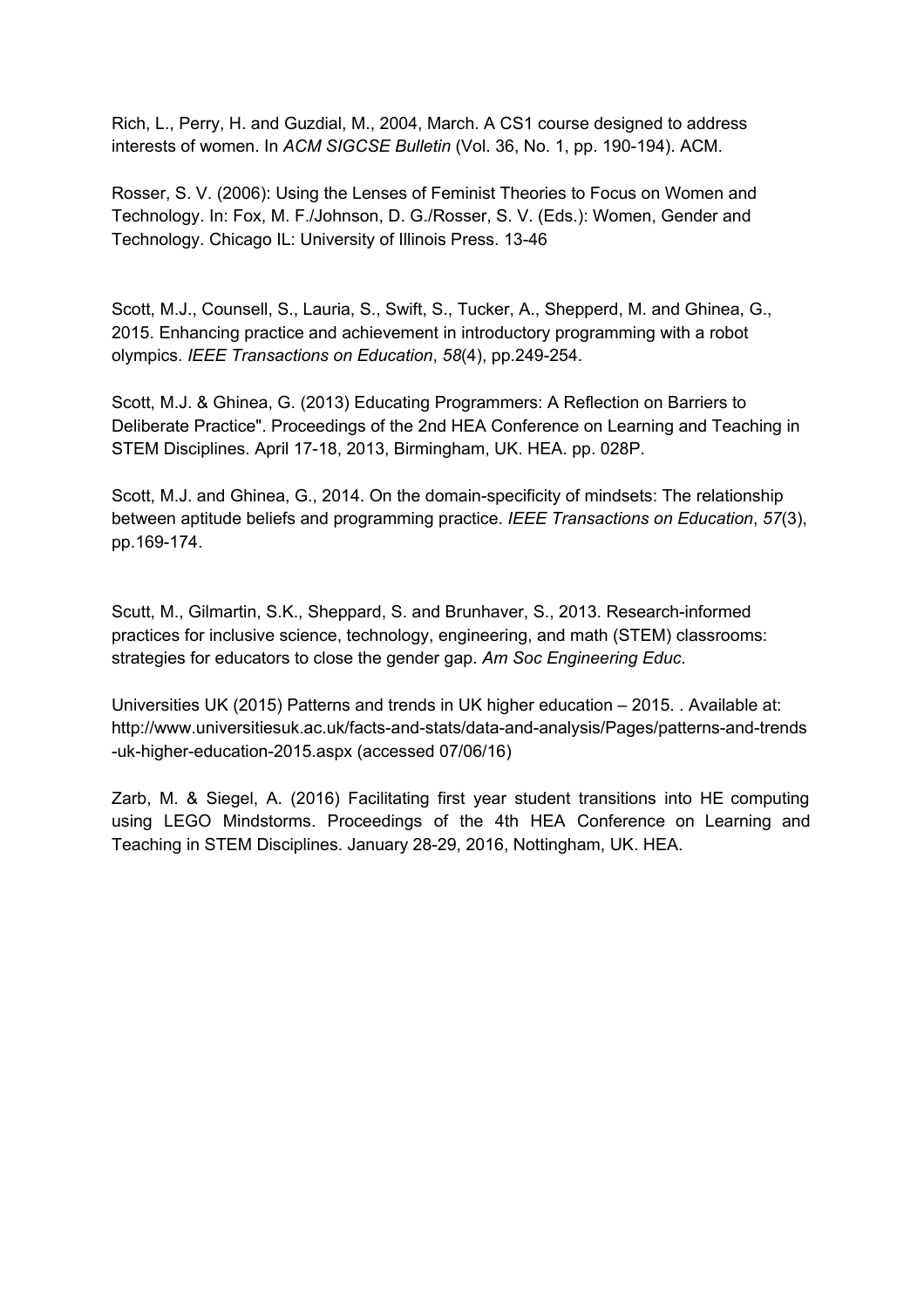Rich, L., Perry, H. and Guzdial, M., 2004, March. A CS1 course designed to address interests of women. In *ACM SIGCSE Bulletin* (Vol. 36, No. 1, pp. 190-194). ACM.

Rosser, S. V. (2006): Using the Lenses of Feminist Theories to Focus on Women and Technology. In: Fox, M. F./Johnson, D. G./Rosser, S. V. (Eds.): Women, Gender and Technology. Chicago IL: University of Illinois Press. 13-46

Scott, M.J., Counsell, S., Lauria, S., Swift, S., Tucker, A., Shepperd, M. and Ghinea, G., 2015. Enhancing practice and achievement in introductory programming with a robot olympics. *IEEE Transactions on Education*, *58*(4), pp.249-254.

Scott, M.J. & Ghinea, G. (2013) Educating Programmers: A Reflection on Barriers to Deliberate Practice". Proceedings of the 2nd HEA Conference on Learning and Teaching in STEM Disciplines. April 17-18, 2013, Birmingham, UK. HEA. pp. 028P.

Scott, M.J. and Ghinea, G., 2014. On the domain-specificity of mindsets: The relationship between aptitude beliefs and programming practice. *IEEE Transactions on Education*, *57*(3), pp.169-174.

Scutt, M., Gilmartin, S.K., Sheppard, S. and Brunhaver, S., 2013. Research-informed practices for inclusive science, technology, engineering, and math (STEM) classrooms: strategies for educators to close the gender gap. *Am Soc Engineering Educ*.

Universities UK (2015) Patterns and trends in UK higher education – 2015. . Available at: http://www.universitiesuk.ac.uk/facts-and-stats/data-and-analysis/Pages/patterns-and-trends-uk-higher-education-2015.aspx (accessed 07/06/16)

Zarb, M. & Siegel, A. (2016) Facilitating first year student transitions into HE computing using LEGO Mindstorms. Proceedings of the 4th HEA Conference on Learning and Teaching in STEM Disciplines. January 28-29, 2016, Nottingham, UK. HEA.